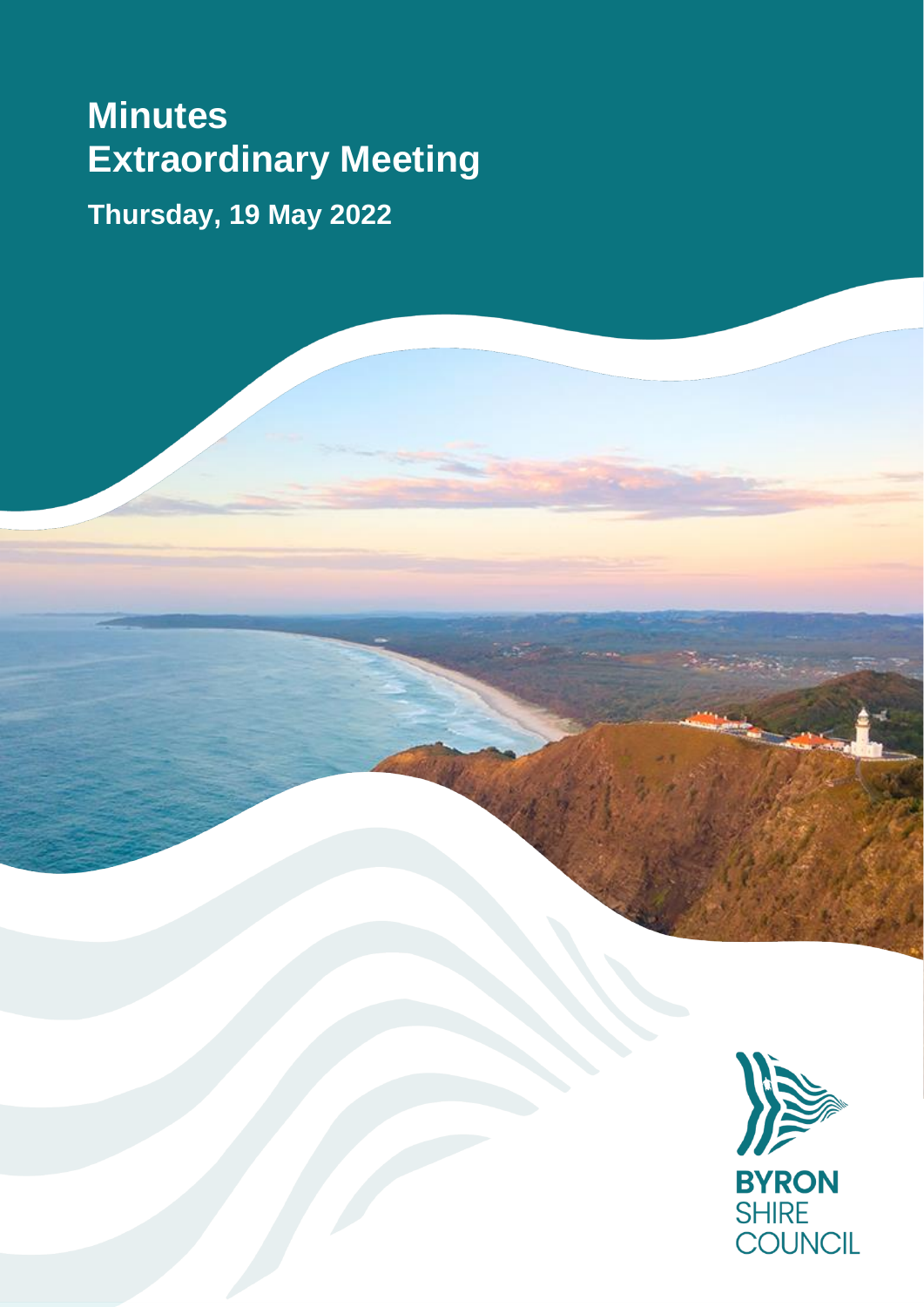# Minutes
# Extraordinary Meeting

**Thursday, 19 May 2022**

BYRON SHIRE COUNCIL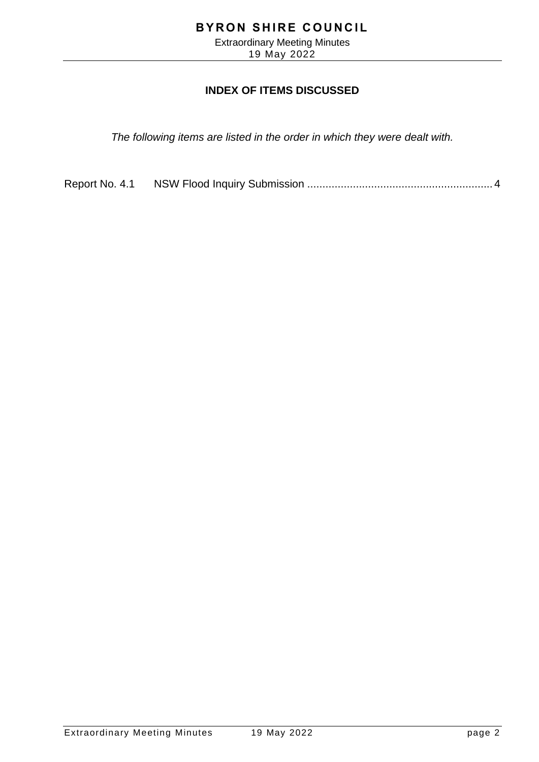## INDEX OF ITEMS DISCUSSED

*The following items are listed in the order in which they were dealt with.*

Report No. 4.1 NSW Flood Inquiry Submission ............................................................ 4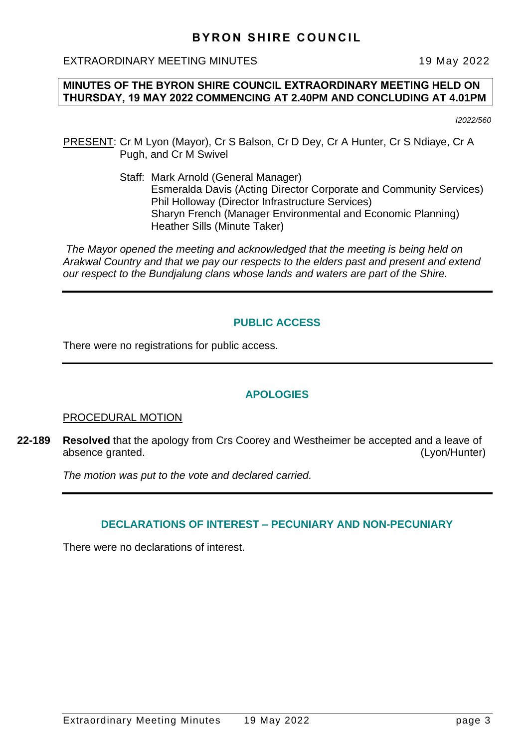**MINUTES OF THE BYRON SHIRE COUNCIL EXTRAORDINARY MEETING HELD ON THURSDAY, 19 MAY 2022 COMMENCING AT 2.40PM AND CONCLUDING AT 4.01PM**

*I2022/560*

PRESENT: Cr M Lyon (Mayor), Cr S Balson, Cr D Dey, Cr A Hunter, Cr S Ndiaye, Cr A Pugh, and Cr M Swivel

Staff: Mark Arnold (General Manager)
Esmeralda Davis (Acting Director Corporate and Community Services)
Phil Holloway (Director Infrastructure Services)
Sharyn French (Manager Environmental and Economic Planning)
Heather Sills (Minute Taker)

*The Mayor opened the meeting and acknowledged that the meeting is being held on Arakwal Country and that we pay our respects to the elders past and present and extend our respect to the Bundjalung clans whose lands and waters are part of the Shire.*

## PUBLIC ACCESS

There were no registrations for public access.

## APOLOGIES

PROCEDURAL MOTION

**22-189** **Resolved** that the apology from Crs Coorey and Westheimer be accepted and a leave of absence granted. (Lyon/Hunter)

*The motion was put to the vote and declared carried.*

## DECLARATIONS OF INTEREST – PECUNIARY AND NON-PECUNIARY

There were no declarations of interest.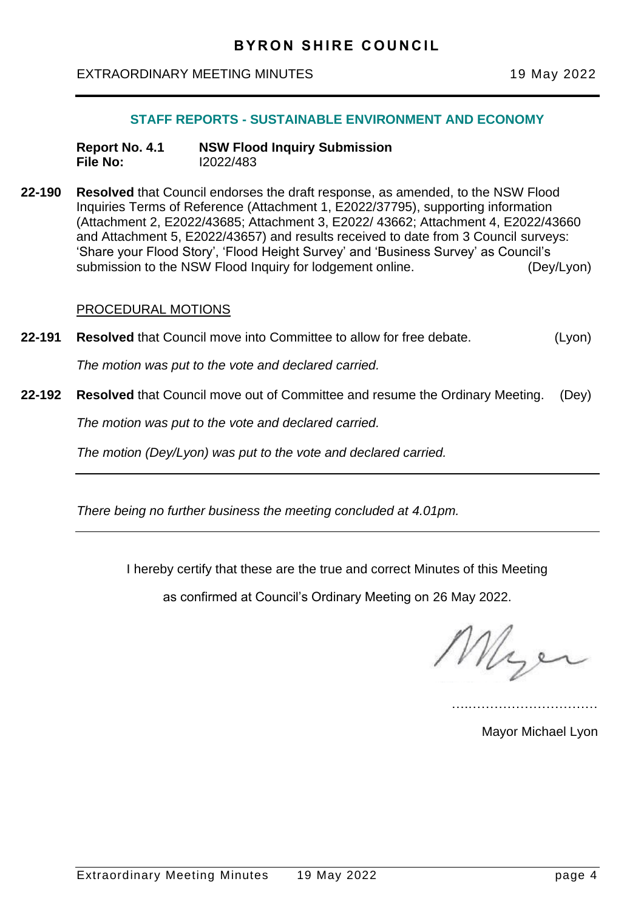## STAFF REPORTS - SUSTAINABLE ENVIRONMENT AND ECONOMY

**Report No. 4.1 NSW Flood Inquiry Submission**
**File No:** I2022/483

**22-190** **Resolved** that Council endorses the draft response, as amended, to the NSW Flood Inquiries Terms of Reference (Attachment 1, E2022/37795), supporting information (Attachment 2, E2022/43685; Attachment 3, E2022/ 43662; Attachment 4, E2022/43660 and Attachment 5, E2022/43657) and results received to date from 3 Council surveys: 'Share your Flood Story', 'Flood Height Survey' and 'Business Survey' as Council's submission to the NSW Flood Inquiry for lodgement online. (Dey/Lyon)

PROCEDURAL MOTIONS

**22-191** **Resolved** that Council move into Committee to allow for free debate. (Lyon)

*The motion was put to the vote and declared carried.*

**22-192** **Resolved** that Council move out of Committee and resume the Ordinary Meeting. (Dey)

*The motion was put to the vote and declared carried.*

*The motion (Dey/Lyon) was put to the vote and declared carried.*

---

*There being no further business the meeting concluded at 4.01pm.*

---

I hereby certify that these are the true and correct Minutes of this Meeting

as confirmed at Council's Ordinary Meeting on 26 May 2022.

…..……………………………

Mayor Michael Lyon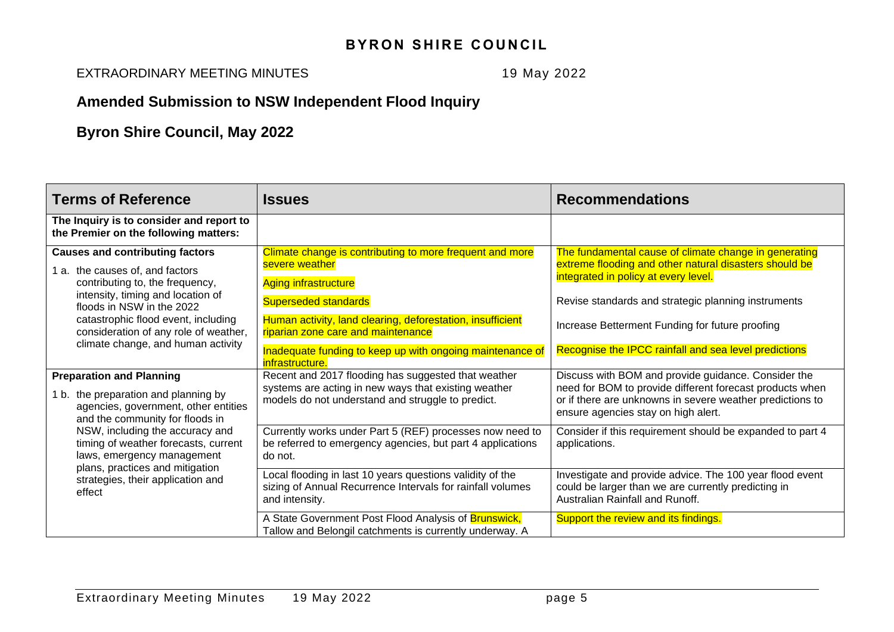## Amended Submission to NSW Independent Flood Inquiry

## Byron Shire Council, May 2022

| Terms of Reference | Issues | Recommendations |
|---|---|---|
| **The Inquiry is to consider and report to the Premier on the following matters:** | | |
| **Causes and contributing factors**<br>1 a. the causes of, and factors contributing to, the frequency, intensity, timing and location of floods in NSW in the 2022 catastrophic flood event, including consideration of any role of weather, climate change, and human activity | Climate change is contributing to more frequent and more severe weather<br>Aging infrastructure<br>Superseded standards<br>Human activity, land clearing, deforestation, insufficient riparian zone care and maintenance<br>Inadequate funding to keep up with ongoing maintenance of infrastructure. | The fundamental cause of climate change in generating extreme flooding and other natural disasters should be integrated in policy at every level.<br>Revise standards and strategic planning instruments<br>Increase Betterment Funding for future proofing<br>Recognise the IPCC rainfall and sea level predictions |
| **Preparation and Planning**<br>1 b. the preparation and planning by agencies, government, other entities and the community for floods in NSW, including the accuracy and timing of weather forecasts, current laws, emergency management plans, practices and mitigation strategies, their application and effect | Recent and 2017 flooding has suggested that weather systems are acting in new ways that existing weather models do not understand and struggle to predict. | Discuss with BOM and provide guidance. Consider the need for BOM to provide different forecast products when or if there are unknowns in severe weather predictions to ensure agencies stay on high alert. |
| | Currently works under Part 5 (REF) processes now need to be referred to emergency agencies, but part 4 applications do not. | Consider if this requirement should be expanded to part 4 applications. |
| | Local flooding in last 10 years questions validity of the sizing of Annual Recurrence Intervals for rainfall volumes and intensity. | Investigate and provide advice. The 100 year flood event could be larger than we are currently predicting in Australian Rainfall and Runoff. |
| | A State Government Post Flood Analysis of Brunswick, Tallow and Belongil catchments is currently underway. A | Support the review and its findings. |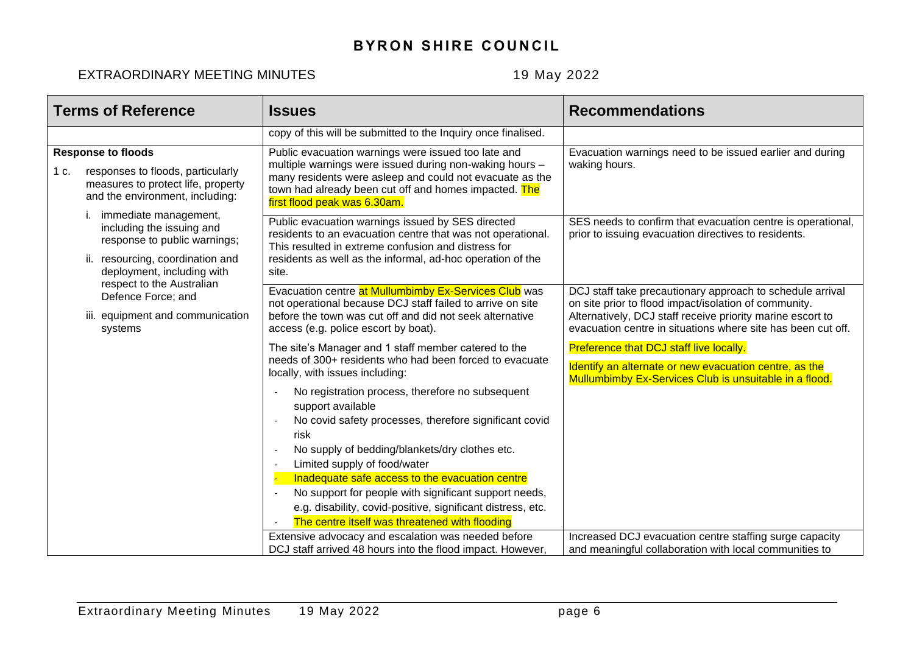| Terms of Reference | Issues | Recommendations |
|---|---|---|
| | copy of this will be submitted to the Inquiry once finalised. | |
| **Response to floods**<br><br>1 c. responses to floods, particularly measures to protect life, property and the environment, including:<br><br>i. immediate management, including the issuing and response to public warnings;<br><br>ii. resourcing, coordination and deployment, including with respect to the Australian Defence Force; and<br><br>iii. equipment and communication systems | Public evacuation warnings were issued too late and multiple warnings were issued during non-waking hours – many residents were asleep and could not evacuate as the town had already been cut off and homes impacted. The first flood peak was 6.30am. | Evacuation warnings need to be issued earlier and during waking hours. |
| | Public evacuation warnings issued by SES directed residents to an evacuation centre that was not operational. This resulted in extreme confusion and distress for residents as well as the informal, ad-hoc operation of the site. | SES needs to confirm that evacuation centre is operational, prior to issuing evacuation directives to residents. |
| | Evacuation centre at Mullumbimby Ex-Services Club was not operational because DCJ staff failed to arrive on site before the town was cut off and did not seek alternative access (e.g. police escort by boat). | DCJ staff take precautionary approach to schedule arrival on site prior to flood impact/isolation of community. Alternatively, DCJ staff receive priority marine escort to evacuation centre in situations where site has been cut off. |
| | The site's Manager and 1 staff member catered to the needs of 300+ residents who had been forced to evacuate locally, with issues including:<br><br>- No registration process, therefore no subsequent support available<br>- No covid safety processes, therefore significant covid risk<br>- No supply of bedding/blankets/dry clothes etc.<br>- Limited supply of food/water<br>- Inadequate safe access to the evacuation centre<br>- No support for people with significant support needs, e.g. disability, covid-positive, significant distress, etc.<br>- The centre itself was threatened with flooding | Preference that DCJ staff live locally.<br><br>Identify an alternate or new evacuation centre, as the Mullumbimby Ex-Services Club is unsuitable in a flood. |
| | Extensive advocacy and escalation was needed before DCJ staff arrived 48 hours into the flood impact. However, | Increased DCJ evacuation centre staffing surge capacity and meaningful collaboration with local communities to |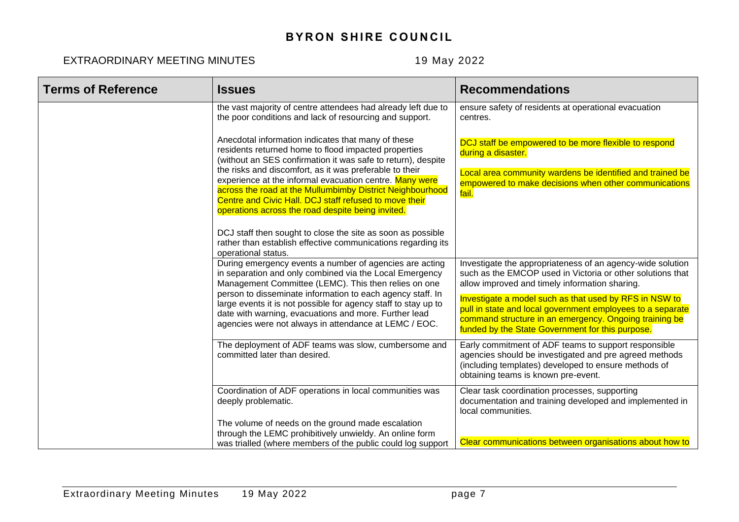| Terms of Reference | Issues | Recommendations |
|---|---|---|
| | the vast majority of centre attendees had already left due to the poor conditions and lack of resourcing and support.<br><br>Anecdotal information indicates that many of these residents returned home to flood impacted properties (without an SES confirmation it was safe to return), despite the risks and discomfort, as it was preferable to their experience at the informal evacuation centre. Many were across the road at the Mullumbimby District Neighbourhood Centre and Civic Hall. DCJ staff refused to move their operations across the road despite being invited.<br><br>DCJ staff then sought to close the site as soon as possible rather than establish effective communications regarding its operational status. | ensure safety of residents at operational evacuation centres.<br><br>DCJ staff be empowered to be more flexible to respond during a disaster.<br><br>Local area community wardens be identified and trained be empowered to make decisions when other communications fail. |
| | During emergency events a number of agencies are acting in separation and only combined via the Local Emergency Management Committee (LEMC). This then relies on one person to disseminate information to each agency staff. In large events it is not possible for agency staff to stay up to date with warning, evacuations and more. Further lead agencies were not always in attendance at LEMC / EOC. | Investigate the appropriateness of an agency-wide solution such as the EMCOP used in Victoria or other solutions that allow improved and timely information sharing.<br><br>Investigate a model such as that used by RFS in NSW to pull in state and local government employees to a separate command structure in an emergency. Ongoing training be funded by the State Government for this purpose. |
| | The deployment of ADF teams was slow, cumbersome and committed later than desired. | Early commitment of ADF teams to support responsible agencies should be investigated and pre agreed methods (including templates) developed to ensure methods of obtaining teams is known pre-event. |
| | Coordination of ADF operations in local communities was deeply problematic.<br><br>The volume of needs on the ground made escalation through the LEMC prohibitively unwieldy. An online form was trialled (where members of the public could log support | Clear task coordination processes, supporting documentation and training developed and implemented in local communities.<br><br>Clear communications between organisations about how to |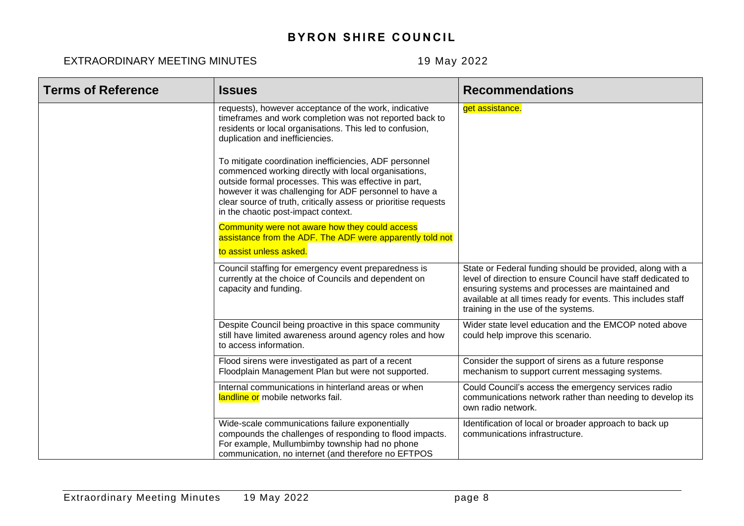| Terms of Reference | Issues | Recommendations |
|---|---|---|
| | requests), however acceptance of the work, indicative timeframes and work completion was not reported back to residents or local organisations. This led to confusion, duplication and inefficiencies.<br><br>To mitigate coordination inefficiencies, ADF personnel commenced working directly with local organisations, outside formal processes. This was effective in part, however it was challenging for ADF personnel to have a clear source of truth, critically assess or prioritise requests in the chaotic post-impact context.<br><br>Community were not aware how they could access assistance from the ADF. The ADF were apparently told not to assist unless asked. | get assistance. |
| | Council staffing for emergency event preparedness is currently at the choice of Councils and dependent on capacity and funding. | State or Federal funding should be provided, along with a level of direction to ensure Council have staff dedicated to ensuring systems and processes are maintained and available at all times ready for events. This includes staff training in the use of the systems. |
| | Despite Council being proactive in this space community still have limited awareness around agency roles and how to access information. | Wider state level education and the EMCOP noted above could help improve this scenario. |
| | Flood sirens were investigated as part of a recent Floodplain Management Plan but were not supported. | Consider the support of sirens as a future response mechanism to support current messaging systems. |
| | Internal communications in hinterland areas or when landline or mobile networks fail. | Could Council's access the emergency services radio communications network rather than needing to develop its own radio network. |
| | Wide-scale communications failure exponentially compounds the challenges of responding to flood impacts. For example, Mullumbimby township had no phone communication, no internet (and therefore no EFTPOS | Identification of local or broader approach to back up communications infrastructure. |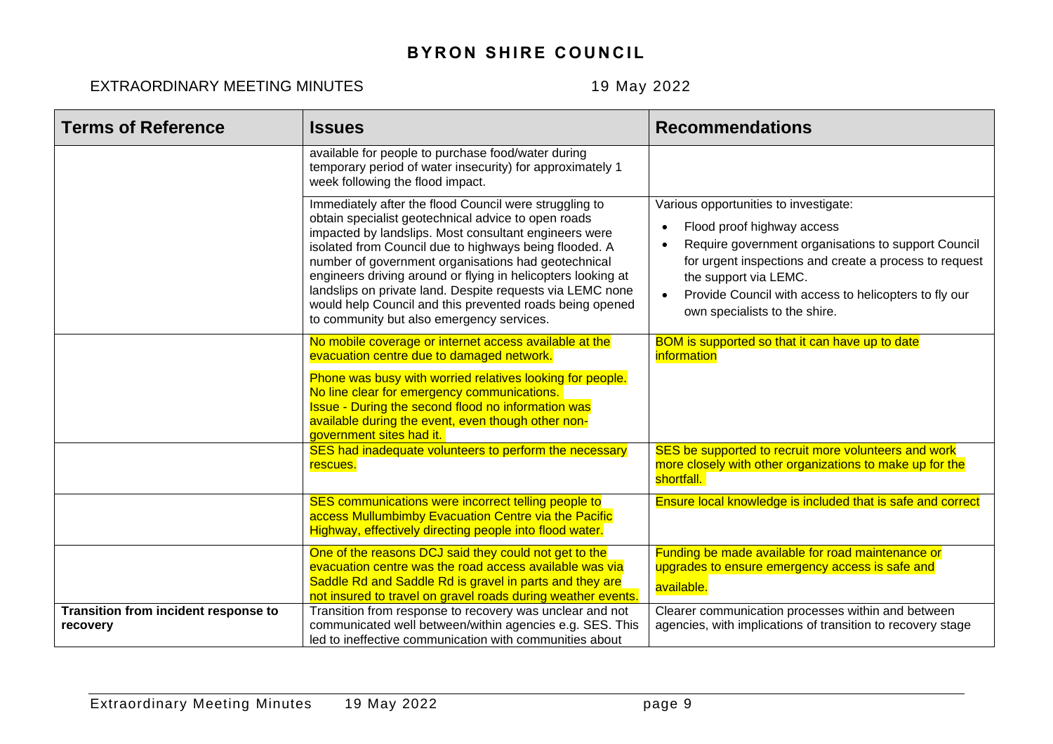| Terms of Reference | Issues | Recommendations |
|---|---|---|
| | available for people to purchase food/water during temporary period of water insecurity) for approximately 1 week following the flood impact. | |
| | Immediately after the flood Council were struggling to obtain specialist geotechnical advice to open roads impacted by landslips. Most consultant engineers were isolated from Council due to highways being flooded. A number of government organisations had geotechnical engineers driving around or flying in helicopters looking at landslips on private land. Despite requests via LEMC none would help Council and this prevented roads being opened to community but also emergency services. | Various opportunities to investigate:<br>• Flood proof highway access<br>• Require government organisations to support Council for urgent inspections and create a process to request the support via LEMC.<br>• Provide Council with access to helicopters to fly our own specialists to the shire. |
| | No mobile coverage or internet access available at the evacuation centre due to damaged network.<br>Phone was busy with worried relatives looking for people. No line clear for emergency communications.<br>Issue - During the second flood no information was available during the event, even though other non-government sites had it. | BOM is supported so that it can have up to date information |
| | SES had inadequate volunteers to perform the necessary rescues. | SES be supported to recruit more volunteers and work more closely with other organizations to make up for the shortfall. |
| | SES communications were incorrect telling people to access Mullumbimby Evacuation Centre via the Pacific Highway, effectively directing people into flood water. | Ensure local knowledge is included that is safe and correct |
| | One of the reasons DCJ said they could not get to the evacuation centre was the road access available was via Saddle Rd and Saddle Rd is gravel in parts and they are not insured to travel on gravel roads during weather events. | Funding be made available for road maintenance or upgrades to ensure emergency access is safe and available. |
| **Transition from incident response to recovery** | Transition from response to recovery was unclear and not communicated well between/within agencies e.g. SES. This led to ineffective communication with communities about | Clearer communication processes within and between agencies, with implications of transition to recovery stage |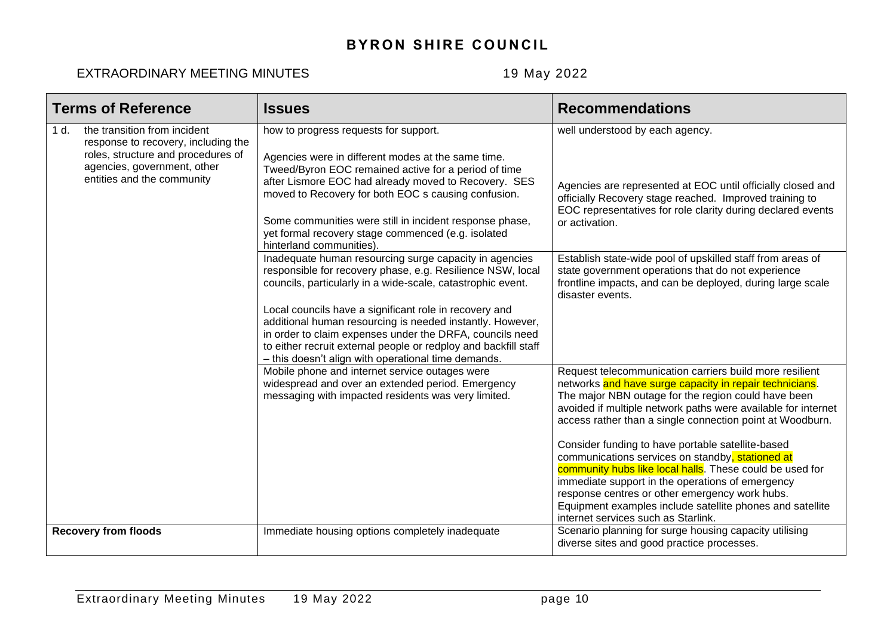| Terms of Reference | Issues | Recommendations |
|---|---|---|
| 1 d. the transition from incident response to recovery, including the roles, structure and procedures of agencies, government, other entities and the community | how to progress requests for support.<br><br>Agencies were in different modes at the same time. Tweed/Byron EOC remained active for a period of time after Lismore EOC had already moved to Recovery. SES moved to Recovery for both EOC s causing confusion.<br><br>Some communities were still in incident response phase, yet formal recovery stage commenced (e.g. isolated hinterland communities). | well understood by each agency.<br><br>Agencies are represented at EOC until officially closed and officially Recovery stage reached. Improved training to EOC representatives for role clarity during declared events or activation. |
| | Inadequate human resourcing surge capacity in agencies responsible for recovery phase, e.g. Resilience NSW, local councils, particularly in a wide-scale, catastrophic event.<br><br>Local councils have a significant role in recovery and additional human resourcing is needed instantly. However, in order to claim expenses under the DRFA, councils need to either recruit external people or redploy and backfill staff – this doesn't align with operational time demands. | Establish state-wide pool of upskilled staff from areas of state government operations that do not experience frontline impacts, and can be deployed, during large scale disaster events. |
| | Mobile phone and internet service outages were widespread and over an extended period. Emergency messaging with impacted residents was very limited. | Request telecommunication carriers build more resilient networks and have surge capacity in repair technicians. The major NBN outage for the region could have been avoided if multiple network paths were available for internet access rather than a single connection point at Woodburn.<br><br>Consider funding to have portable satellite-based communications services on standby, stationed at community hubs like local halls. These could be used for immediate support in the operations of emergency response centres or other emergency work hubs. Equipment examples include satellite phones and satellite internet services such as Starlink. |
| **Recovery from floods** | Immediate housing options completely inadequate | Scenario planning for surge housing capacity utilising diverse sites and good practice processes. |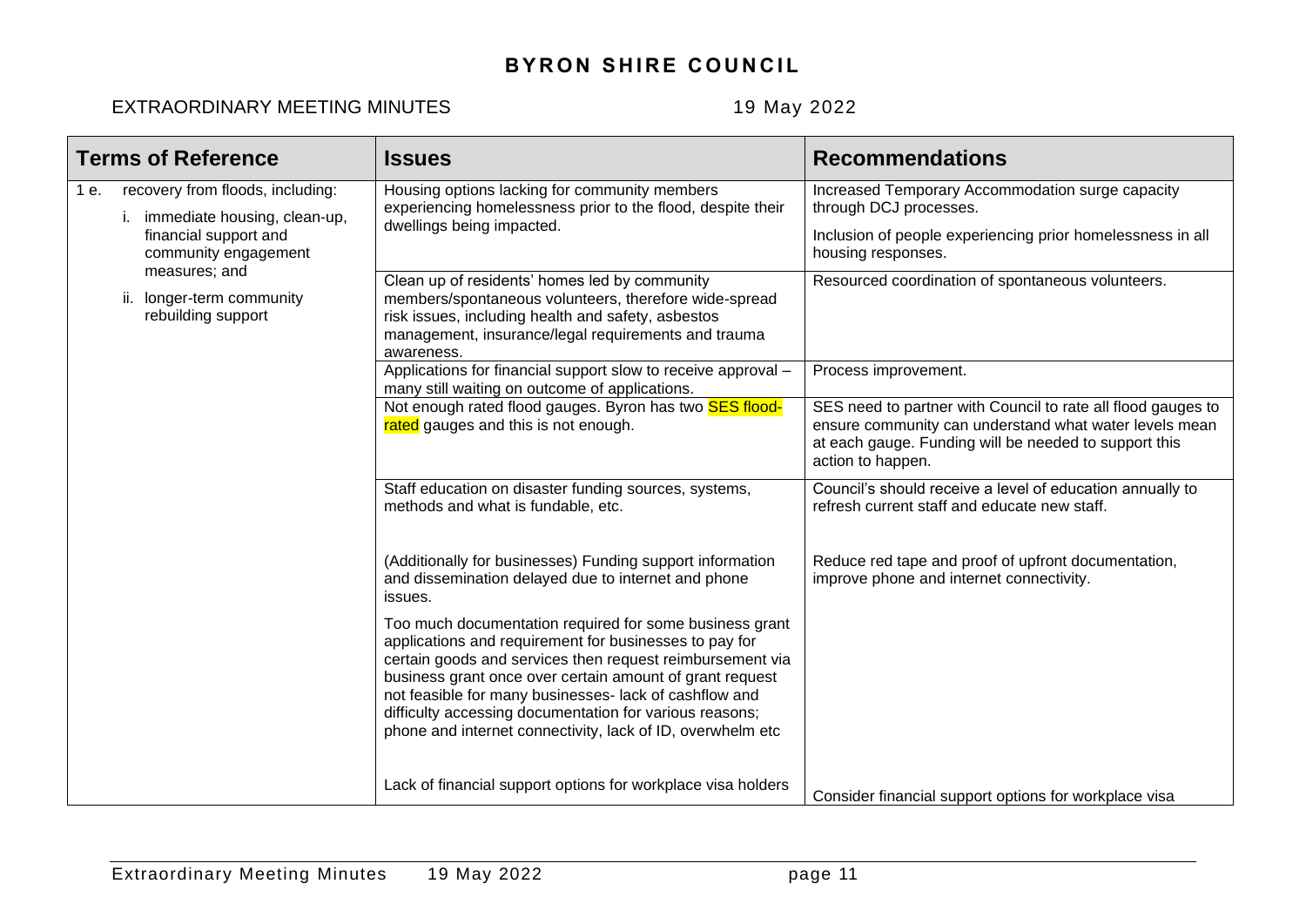| Terms of Reference | Issues | Recommendations |
|---|---|---|
| 1 e. recovery from floods, including:<br>i. immediate housing, clean-up, financial support and community engagement measures; and<br>ii. longer-term community rebuilding support | Housing options lacking for community members experiencing homelessness prior to the flood, despite their dwellings being impacted. | Increased Temporary Accommodation surge capacity through DCJ processes.<br>Inclusion of people experiencing prior homelessness in all housing responses. |
| | Clean up of residents' homes led by community members/spontaneous volunteers, therefore wide-spread risk issues, including health and safety, asbestos management, insurance/legal requirements and trauma awareness. | Resourced coordination of spontaneous volunteers. |
| | Applications for financial support slow to receive approval – many still waiting on outcome of applications. | Process improvement. |
| | Not enough rated flood gauges. Byron has two SES flood-rated gauges and this is not enough. | SES need to partner with Council to rate all flood gauges to ensure community can understand what water levels mean at each gauge. Funding will be needed to support this action to happen. |
| | Staff education on disaster funding sources, systems, methods and what is fundable, etc.<br><br>(Additionally for businesses) Funding support information and dissemination delayed due to internet and phone issues.<br><br>Too much documentation required for some business grant applications and requirement for businesses to pay for certain goods and services then request reimbursement via business grant once over certain amount of grant request not feasible for many businesses- lack of cashflow and difficulty accessing documentation for various reasons; phone and internet connectivity, lack of ID, overwhelm etc<br><br>Lack of financial support options for workplace visa holders | Council's should receive a level of education annually to refresh current staff and educate new staff.<br><br>Reduce red tape and proof of upfront documentation, improve phone and internet connectivity.<br><br>Consider financial support options for workplace visa |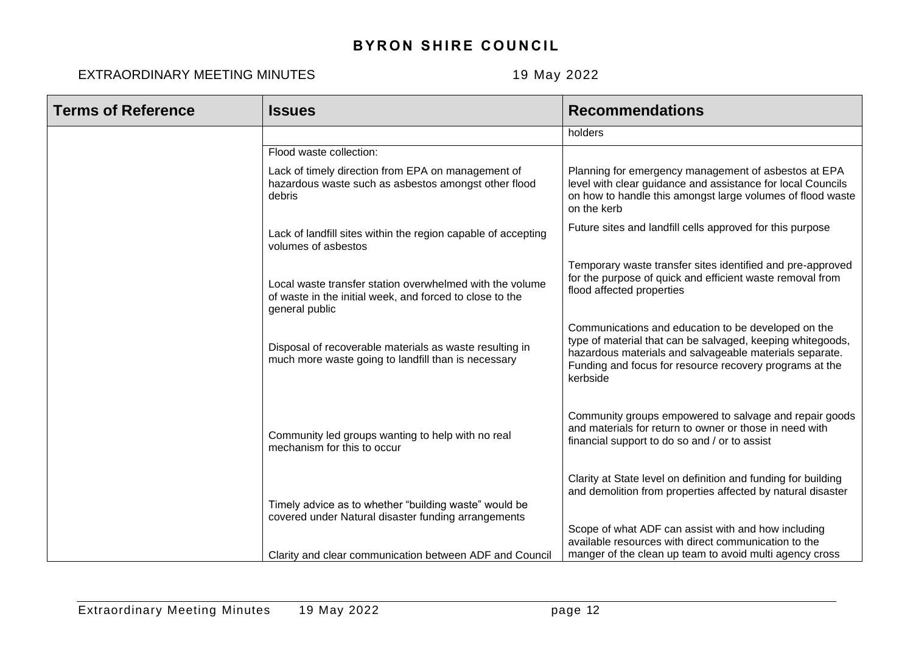| Terms of Reference | Issues | Recommendations |
|---|---|---|
| | | holders |
| | Flood waste collection:<br><br>Lack of timely direction from EPA on management of hazardous waste such as asbestos amongst other flood debris | Planning for emergency management of asbestos at EPA level with clear guidance and assistance for local Councils on how to handle this amongst large volumes of flood waste on the kerb |
| | Lack of landfill sites within the region capable of accepting volumes of asbestos | Future sites and landfill cells approved for this purpose |
| | Local waste transfer station overwhelmed with the volume of waste in the initial week, and forced to close to the general public | Temporary waste transfer sites identified and pre-approved for the purpose of quick and efficient waste removal from flood affected properties |
| | Disposal of recoverable materials as waste resulting in much more waste going to landfill than is necessary | Communications and education to be developed on the type of material that can be salvaged, keeping whitegoods, hazardous materials and salvageable materials separate. Funding and focus for resource recovery programs at the kerbside |
| | Community led groups wanting to help with no real mechanism for this to occur | Community groups empowered to salvage and repair goods and materials for return to owner or those in need with financial support to do so and / or to assist |
| | Timely advice as to whether "building waste" would be covered under Natural disaster funding arrangements | Clarity at State level on definition and funding for building and demolition from properties affected by natural disaster |
| | Clarity and clear communication between ADF and Council | Scope of what ADF can assist with and how including available resources with direct communication to the manger of the clean up team to avoid multi agency cross |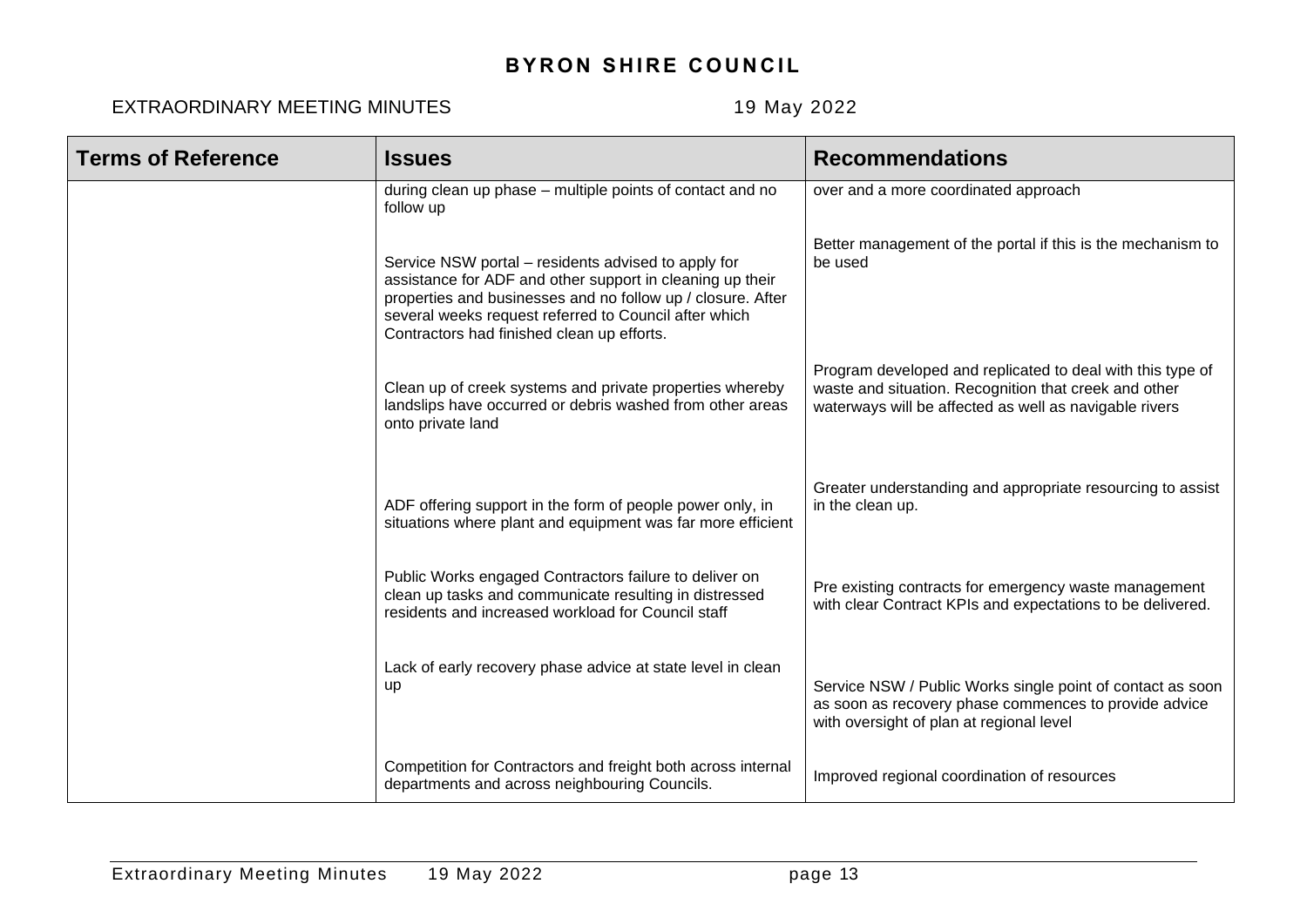| Terms of Reference | Issues | Recommendations |
|---|---|---|
| | during clean up phase – multiple points of contact and no follow up | over and a more coordinated approach |
| | Service NSW portal – residents advised to apply for assistance for ADF and other support in cleaning up their properties and businesses and no follow up / closure. After several weeks request referred to Council after which Contractors had finished clean up efforts. | Better management of the portal if this is the mechanism to be used |
| | Clean up of creek systems and private properties whereby landslips have occurred or debris washed from other areas onto private land | Program developed and replicated to deal with this type of waste and situation. Recognition that creek and other waterways will be affected as well as navigable rivers |
| | ADF offering support in the form of people power only, in situations where plant and equipment was far more efficient | Greater understanding and appropriate resourcing to assist in the clean up. |
| | Public Works engaged Contractors failure to deliver on clean up tasks and communicate resulting in distressed residents and increased workload for Council staff | Pre existing contracts for emergency waste management with clear Contract KPIs and expectations to be delivered. |
| | Lack of early recovery phase advice at state level in clean up | Service NSW / Public Works single point of contact as soon as soon as recovery phase commences to provide advice with oversight of plan at regional level |
| | Competition for Contractors and freight both across internal departments and across neighbouring Councils. | Improved regional coordination of resources |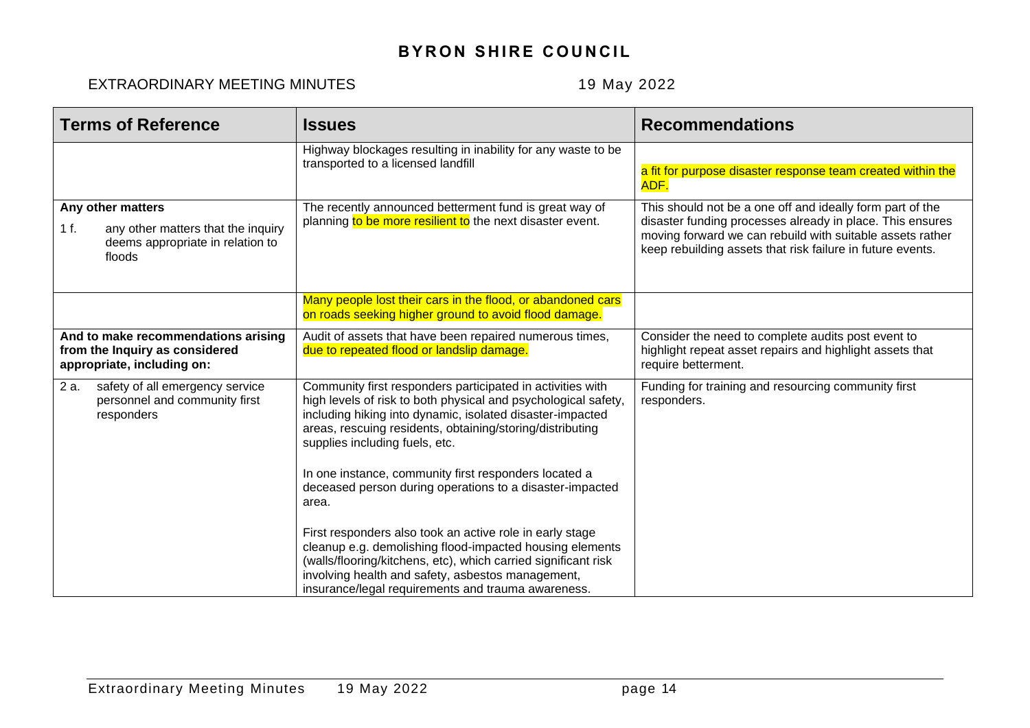| Terms of Reference | Issues | Recommendations |
|---|---|---|
| | Highway blockages resulting in inability for any waste to be transported to a licensed landfill | a fit for purpose disaster response team created within the ADF. |
| **Any other matters**<br>1 f. any other matters that the inquiry deems appropriate in relation to floods | The recently announced betterment fund is great way of planning to be more resilient to the next disaster event. | This should not be a one off and ideally form part of the disaster funding processes already in place. This ensures moving forward we can rebuild with suitable assets rather keep rebuilding assets that risk failure in future events. |
| | Many people lost their cars in the flood, or abandoned cars on roads seeking higher ground to avoid flood damage. | |
| **And to make recommendations arising from the Inquiry as considered appropriate, including on:** | Audit of assets that have been repaired numerous times, due to repeated flood or landslip damage. | Consider the need to complete audits post event to highlight repeat asset repairs and highlight assets that require betterment. |
| 2 a. safety of all emergency service personnel and community first responders | Community first responders participated in activities with high levels of risk to both physical and psychological safety, including hiking into dynamic, isolated disaster-impacted areas, rescuing residents, obtaining/storing/distributing supplies including fuels, etc.<br><br>In one instance, community first responders located a deceased person during operations to a disaster-impacted area.<br><br>First responders also took an active role in early stage cleanup e.g. demolishing flood-impacted housing elements (walls/flooring/kitchens, etc), which carried significant risk involving health and safety, asbestos management, insurance/legal requirements and trauma awareness. | Funding for training and resourcing community first responders. |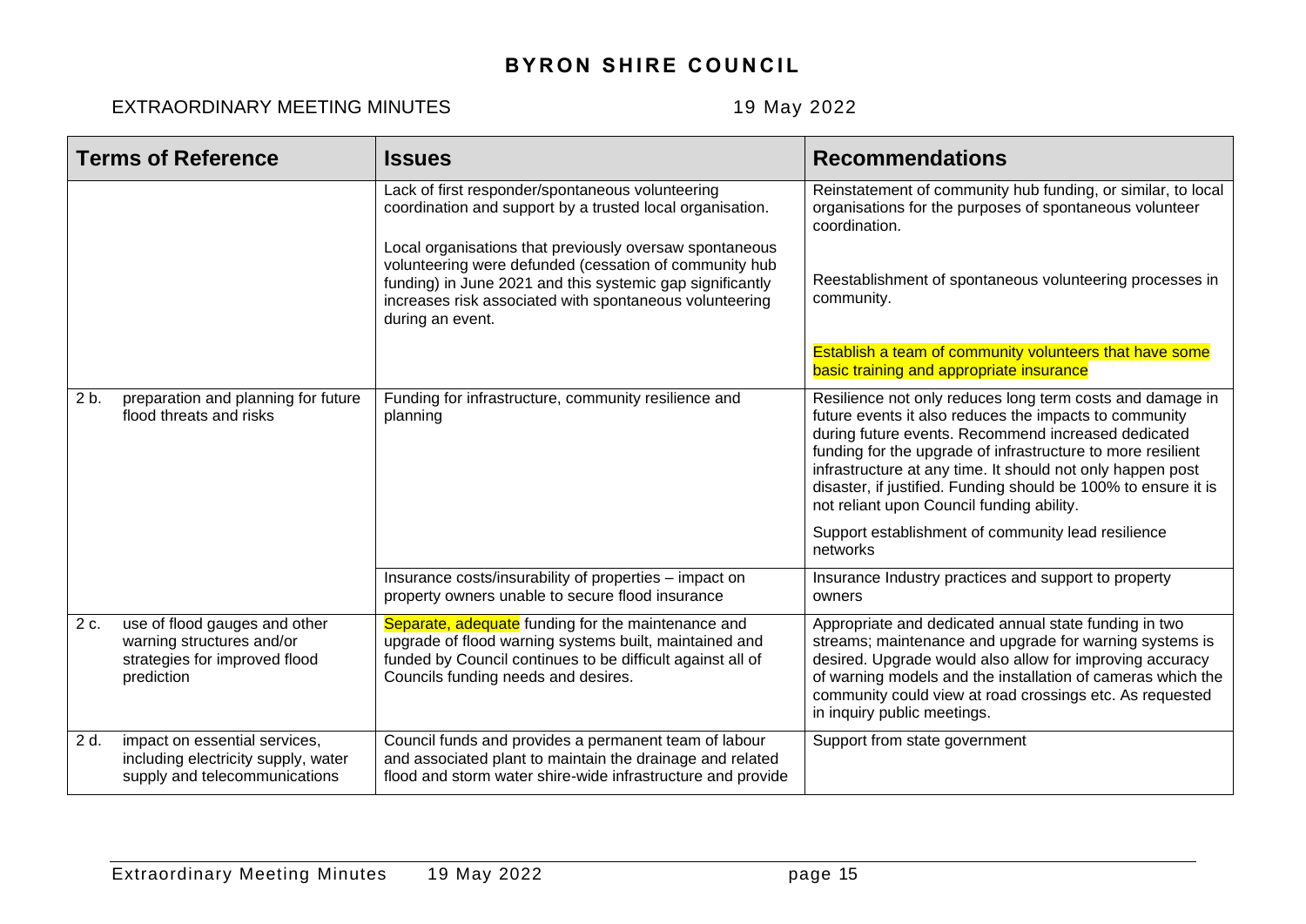| Terms of Reference | Issues | Recommendations |
|---|---|---|
| | Lack of first responder/spontaneous volunteering coordination and support by a trusted local organisation.<br><br>Local organisations that previously oversaw spontaneous volunteering were defunded (cessation of community hub funding) in June 2021 and this systemic gap significantly increases risk associated with spontaneous volunteering during an event. | Reinstatement of community hub funding, or similar, to local organisations for the purposes of spontaneous volunteer coordination.<br><br>Reestablishment of spontaneous volunteering processes in community.<br><br>Establish a team of community volunteers that have some basic training and appropriate insurance |
| 2 b. preparation and planning for future flood threats and risks | Funding for infrastructure, community resilience and planning | Resilience not only reduces long term costs and damage in future events it also reduces the impacts to community during future events. Recommend increased dedicated funding for the upgrade of infrastructure to more resilient infrastructure at any time. It should not only happen post disaster, if justified. Funding should be 100% to ensure it is not reliant upon Council funding ability.<br><br>Support establishment of community lead resilience networks |
| | Insurance costs/insurability of properties – impact on property owners unable to secure flood insurance | Insurance Industry practices and support to property owners |
| 2 c. use of flood gauges and other warning structures and/or strategies for improved flood prediction | Separate, adequate funding for the maintenance and upgrade of flood warning systems built, maintained and funded by Council continues to be difficult against all of Councils funding needs and desires. | Appropriate and dedicated annual state funding in two streams; maintenance and upgrade for warning systems is desired. Upgrade would also allow for improving accuracy of warning models and the installation of cameras which the community could view at road crossings etc. As requested in inquiry public meetings. |
| 2 d. impact on essential services, including electricity supply, water supply and telecommunications | Council funds and provides a permanent team of labour and associated plant to maintain the drainage and related flood and storm water shire-wide infrastructure and provide | Support from state government |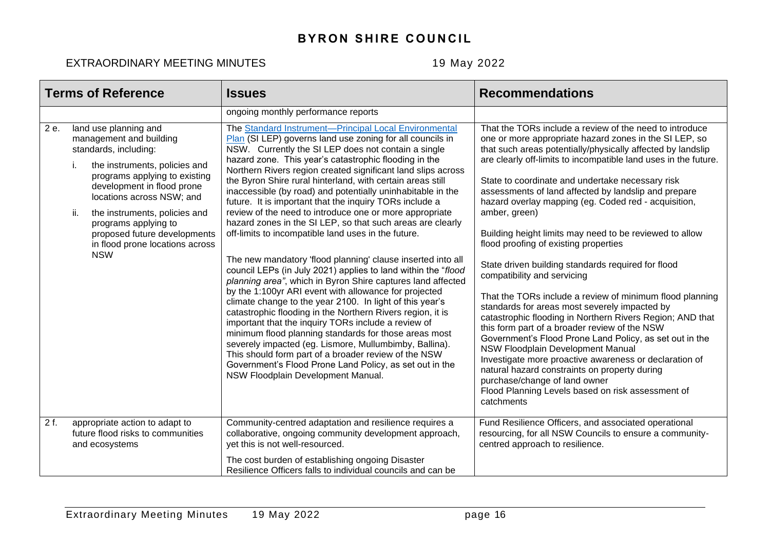| Terms of Reference | Issues | Recommendations |
|---|---|---|
| | ongoing monthly performance reports | |
| 2 e. land use planning and management and building standards, including:<br>i. the instruments, policies and programs applying to existing development in flood prone locations across NSW; and<br>ii. the instruments, policies and programs applying to proposed future developments in flood prone locations across NSW | The [Standard Instrument—Principal Local Environmental Plan]() (SI LEP) governs land use zoning for all councils in NSW. Currently the SI LEP does not contain a single hazard zone. This year's catastrophic flooding in the Northern Rivers region created significant land slips across the Byron Shire rural hinterland, with certain areas still inaccessible (by road) and potentially uninhabitable in the future. It is important that the inquiry TORs include a review of the need to introduce one or more appropriate hazard zones in the SI LEP, so that such areas are clearly off-limits to incompatible land uses in the future.<br><br>The new mandatory 'flood planning' clause inserted into all council LEPs (in July 2021) applies to land within the "*flood planning area*", which in Byron Shire captures land affected by the 1:100yr ARI event with allowance for projected climate change to the year 2100. In light of this year's catastrophic flooding in the Northern Rivers region, it is important that the inquiry TORs include a review of minimum flood planning standards for those areas most severely impacted (eg. Lismore, Mullumbimby, Ballina). This should form part of a broader review of the NSW Government's Flood Prone Land Policy, as set out in the NSW Floodplain Development Manual. | That the TORs include a review of the need to introduce one or more appropriate hazard zones in the SI LEP, so that such areas potentially/physically affected by landslip are clearly off-limits to incompatible land uses in the future.<br><br>State to coordinate and undertake necessary risk assessments of land affected by landslip and prepare hazard overlay mapping (eg. Coded red - acquisition, amber, green)<br><br>Building height limits may need to be reviewed to allow flood proofing of existing properties<br><br>State driven building standards required for flood compatibility and servicing<br><br>That the TORs include a review of minimum flood planning standards for areas most severely impacted by catastrophic flooding in Northern Rivers Region; AND that this form part of a broader review of the NSW Government's Flood Prone Land Policy, as set out in the NSW Floodplain Development Manual<br>Investigate more proactive awareness or declaration of natural hazard constraints on property during purchase/change of land owner<br>Flood Planning Levels based on risk assessment of catchments |
| 2 f. appropriate action to adapt to future flood risks to communities and ecosystems | Community-centred adaptation and resilience requires a collaborative, ongoing community development approach, yet this is not well-resourced.<br><br>The cost burden of establishing ongoing Disaster Resilience Officers falls to individual councils and can be | Fund Resilience Officers, and associated operational resourcing, for all NSW Councils to ensure a community-centred approach to resilience. |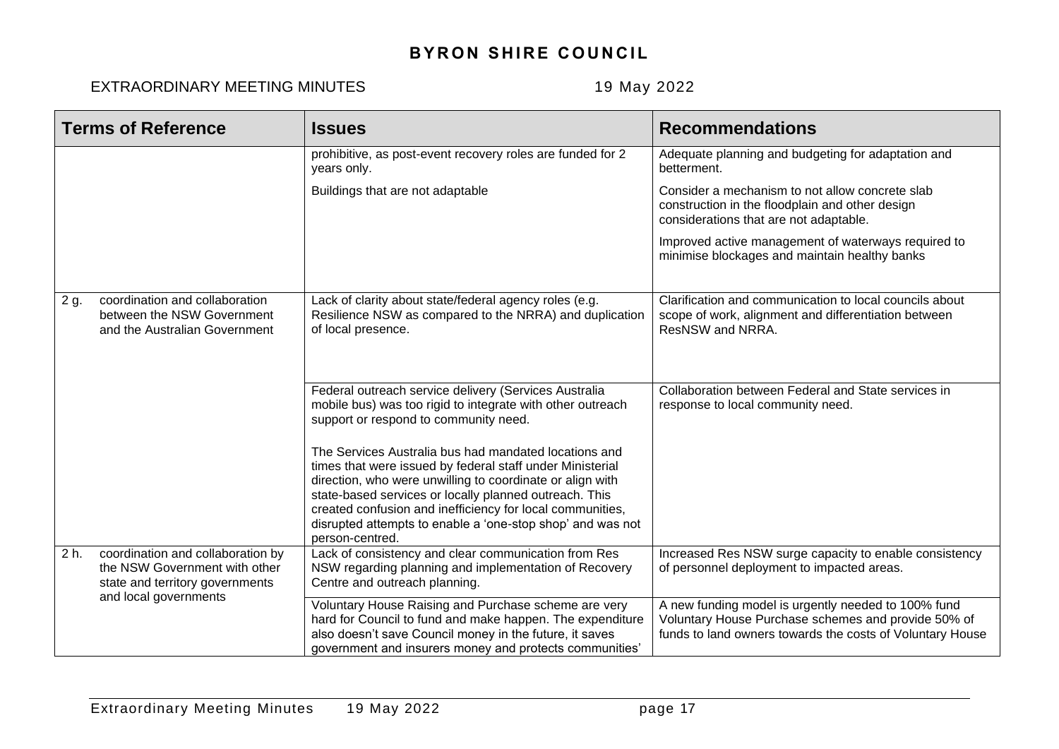| Terms of Reference | Issues | Recommendations |
|---|---|---|
| | prohibitive, as post-event recovery roles are funded for 2 years only. | Adequate planning and budgeting for adaptation and betterment. |
| | Buildings that are not adaptable | Consider a mechanism to not allow concrete slab construction in the floodplain and other design considerations that are not adaptable.<br><br>Improved active management of waterways required to minimise blockages and maintain healthy banks |
| 2 g. coordination and collaboration between the NSW Government and the Australian Government | Lack of clarity about state/federal agency roles (e.g. Resilience NSW as compared to the NRRA) and duplication of local presence. | Clarification and communication to local councils about scope of work, alignment and differentiation between ResNSW and NRRA. |
| | Federal outreach service delivery (Services Australia mobile bus) was too rigid to integrate with other outreach support or respond to community need.<br><br>The Services Australia bus had mandated locations and times that were issued by federal staff under Ministerial direction, who were unwilling to coordinate or align with state-based services or locally planned outreach. This created confusion and inefficiency for local communities, disrupted attempts to enable a 'one-stop shop' and was not person-centred. | Collaboration between Federal and State services in response to local community need. |
| 2 h. coordination and collaboration by the NSW Government with other state and territory governments and local governments | Lack of consistency and clear communication from Res NSW regarding planning and implementation of Recovery Centre and outreach planning. | Increased Res NSW surge capacity to enable consistency of personnel deployment to impacted areas. |
| | Voluntary House Raising and Purchase scheme are very hard for Council to fund and make happen. The expenditure also doesn't save Council money in the future, it saves government and insurers money and protects communities' | A new funding model is urgently needed to 100% fund Voluntary House Purchase schemes and provide 50% of funds to land owners towards the costs of Voluntary House |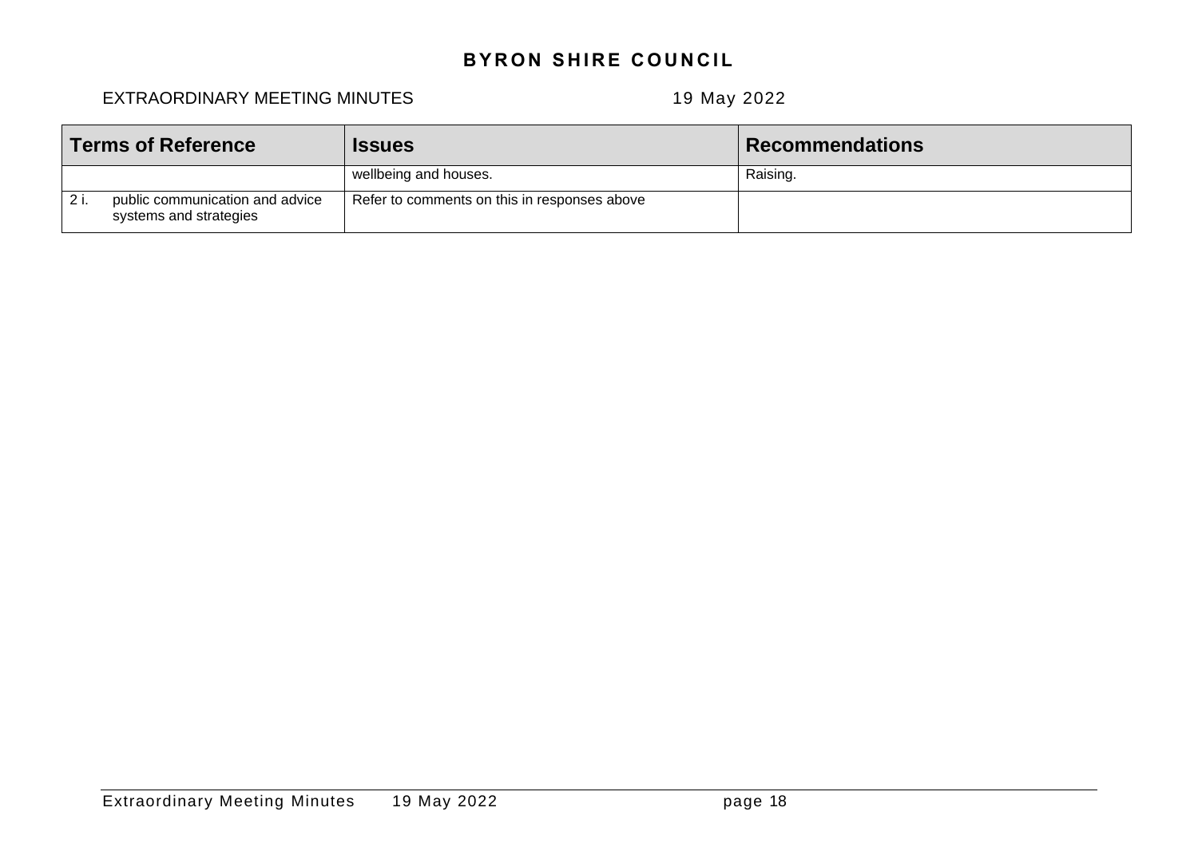| Terms of Reference | Issues | Recommendations |
| --- | --- | --- |
| | wellbeing and houses. | Raising. |
| 2 i. public communication and advice systems and strategies | Refer to comments on this in responses above | |